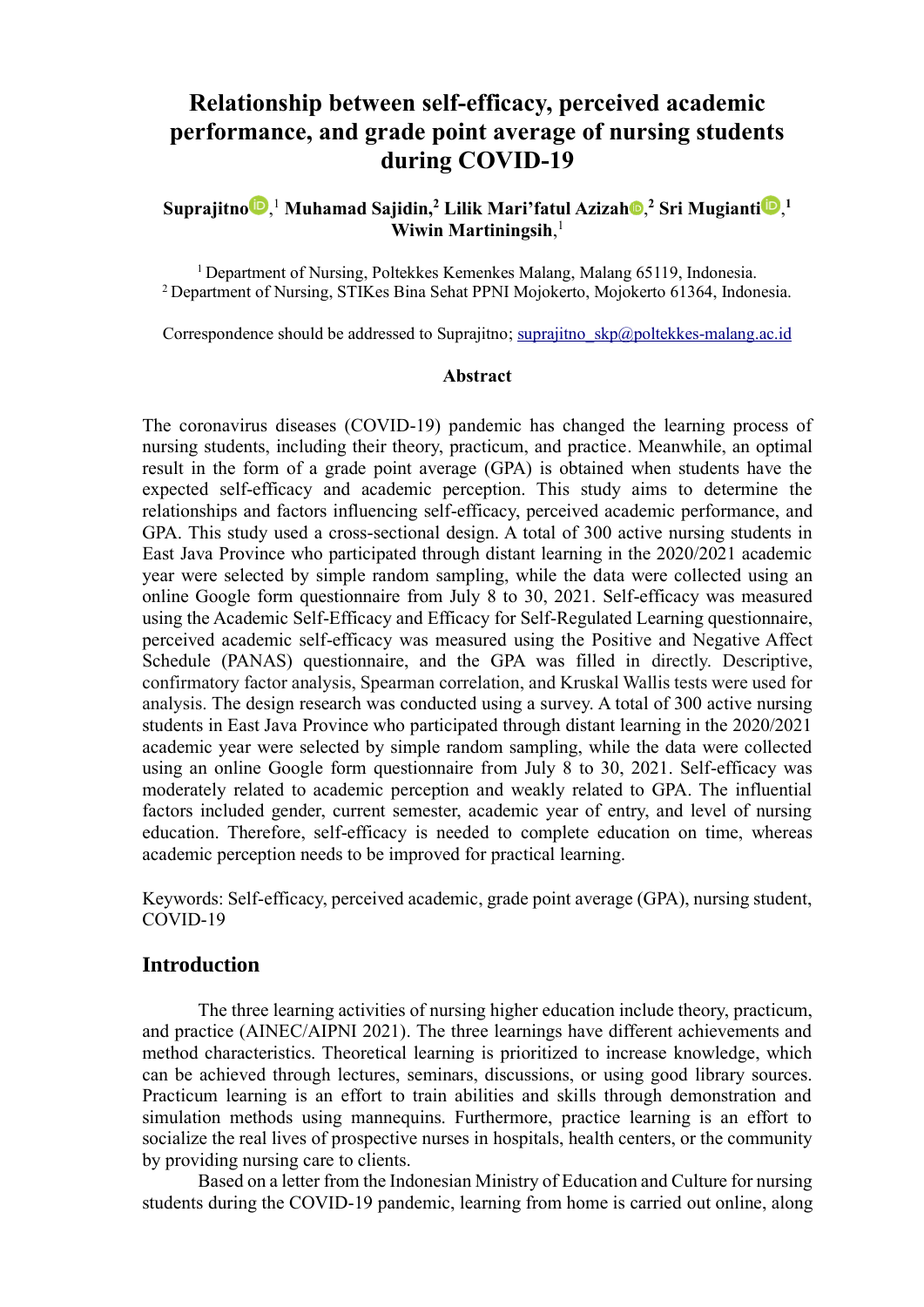# Relationship between self-efficacy, perceived academic performance, and grade point average of nursing students during COVID-19

**Suprajitno**,[1] **Muhamad Sajidin,**[2] **Lilik Mari'fatul Azizah**,[2] **Sri Mugianti**,[1] **Wiwin Martiningsih**,[1]

[1] Department of Nursing, Poltekkes Kemenkes Malang, Malang 65119, Indonesia.
[2] Department of Nursing, STIKes Bina Sehat PPNI Mojokerto, Mojokerto 61364, Indonesia.

Correspondence should be addressed to Suprajitno; suprajitno_skp@poltekkes-malang.ac.id

**Abstract**

The coronavirus diseases (COVID-19) pandemic has changed the learning process of nursing students, including their theory, practicum, and practice. Meanwhile, an optimal result in the form of a grade point average (GPA) is obtained when students have the expected self-efficacy and academic perception. This study aims to determine the relationships and factors influencing self-efficacy, perceived academic performance, and GPA. This study used a cross-sectional design. A total of 300 active nursing students in East Java Province who participated through distant learning in the 2020/2021 academic year were selected by simple random sampling, while the data were collected using an online Google form questionnaire from July 8 to 30, 2021. Self-efficacy was measured using the Academic Self-Efficacy and Efficacy for Self-Regulated Learning questionnaire, perceived academic self-efficacy was measured using the Positive and Negative Affect Schedule (PANAS) questionnaire, and the GPA was filled in directly. Descriptive, confirmatory factor analysis, Spearman correlation, and Kruskal Wallis tests were used for analysis. The design research was conducted using a survey. A total of 300 active nursing students in East Java Province who participated through distant learning in the 2020/2021 academic year were selected by simple random sampling, while the data were collected using an online Google form questionnaire from July 8 to 30, 2021. Self-efficacy was moderately related to academic perception and weakly related to GPA. The influential factors included gender, current semester, academic year of entry, and level of nursing education. Therefore, self-efficacy is needed to complete education on time, whereas academic perception needs to be improved for practical learning.

Keywords: Self-efficacy, perceived academic, grade point average (GPA), nursing student, COVID-19

## Introduction

The three learning activities of nursing higher education include theory, practicum, and practice (AINEC/AIPNI 2021). The three learnings have different achievements and method characteristics. Theoretical learning is prioritized to increase knowledge, which can be achieved through lectures, seminars, discussions, or using good library sources. Practicum learning is an effort to train abilities and skills through demonstration and simulation methods using mannequins. Furthermore, practice learning is an effort to socialize the real lives of prospective nurses in hospitals, health centers, or the community by providing nursing care to clients.

Based on a letter from the Indonesian Ministry of Education and Culture for nursing students during the COVID-19 pandemic, learning from home is carried out online, along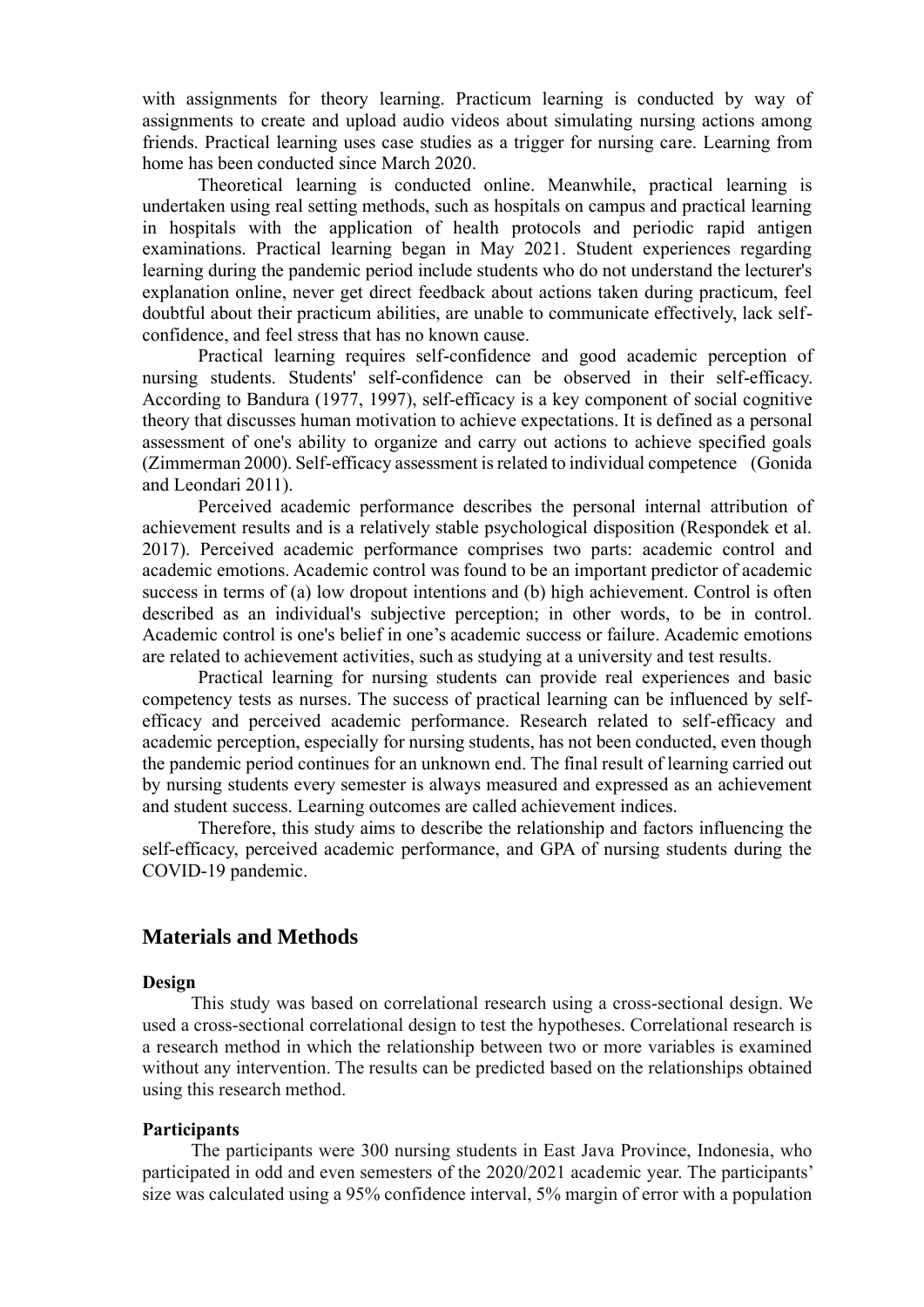with assignments for theory learning. Practicum learning is conducted by way of assignments to create and upload audio videos about simulating nursing actions among friends. Practical learning uses case studies as a trigger for nursing care. Learning from home has been conducted since March 2020.

Theoretical learning is conducted online. Meanwhile, practical learning is undertaken using real setting methods, such as hospitals on campus and practical learning in hospitals with the application of health protocols and periodic rapid antigen examinations. Practical learning began in May 2021. Student experiences regarding learning during the pandemic period include students who do not understand the lecturer's explanation online, never get direct feedback about actions taken during practicum, feel doubtful about their practicum abilities, are unable to communicate effectively, lack self-confidence, and feel stress that has no known cause.

Practical learning requires self-confidence and good academic perception of nursing students. Students' self-confidence can be observed in their self-efficacy. According to Bandura (1977, 1997), self-efficacy is a key component of social cognitive theory that discusses human motivation to achieve expectations. It is defined as a personal assessment of one's ability to organize and carry out actions to achieve specified goals (Zimmerman 2000). Self-efficacy assessment is related to individual competence (Gonida and Leondari 2011).

Perceived academic performance describes the personal internal attribution of achievement results and is a relatively stable psychological disposition (Respondek et al. 2017). Perceived academic performance comprises two parts: academic control and academic emotions. Academic control was found to be an important predictor of academic success in terms of (a) low dropout intentions and (b) high achievement. Control is often described as an individual's subjective perception; in other words, to be in control. Academic control is one's belief in one's academic success or failure. Academic emotions are related to achievement activities, such as studying at a university and test results.

Practical learning for nursing students can provide real experiences and basic competency tests as nurses. The success of practical learning can be influenced by self-efficacy and perceived academic performance. Research related to self-efficacy and academic perception, especially for nursing students, has not been conducted, even though the pandemic period continues for an unknown end. The final result of learning carried out by nursing students every semester is always measured and expressed as an achievement and student success. Learning outcomes are called achievement indices.

Therefore, this study aims to describe the relationship and factors influencing the self-efficacy, perceived academic performance, and GPA of nursing students during the COVID-19 pandemic.

## Materials and Methods

### Design

This study was based on correlational research using a cross-sectional design. We used a cross-sectional correlational design to test the hypotheses. Correlational research is a research method in which the relationship between two or more variables is examined without any intervention. The results can be predicted based on the relationships obtained using this research method.

### Participants

The participants were 300 nursing students in East Java Province, Indonesia, who participated in odd and even semesters of the 2020/2021 academic year. The participants' size was calculated using a 95% confidence interval, 5% margin of error with a population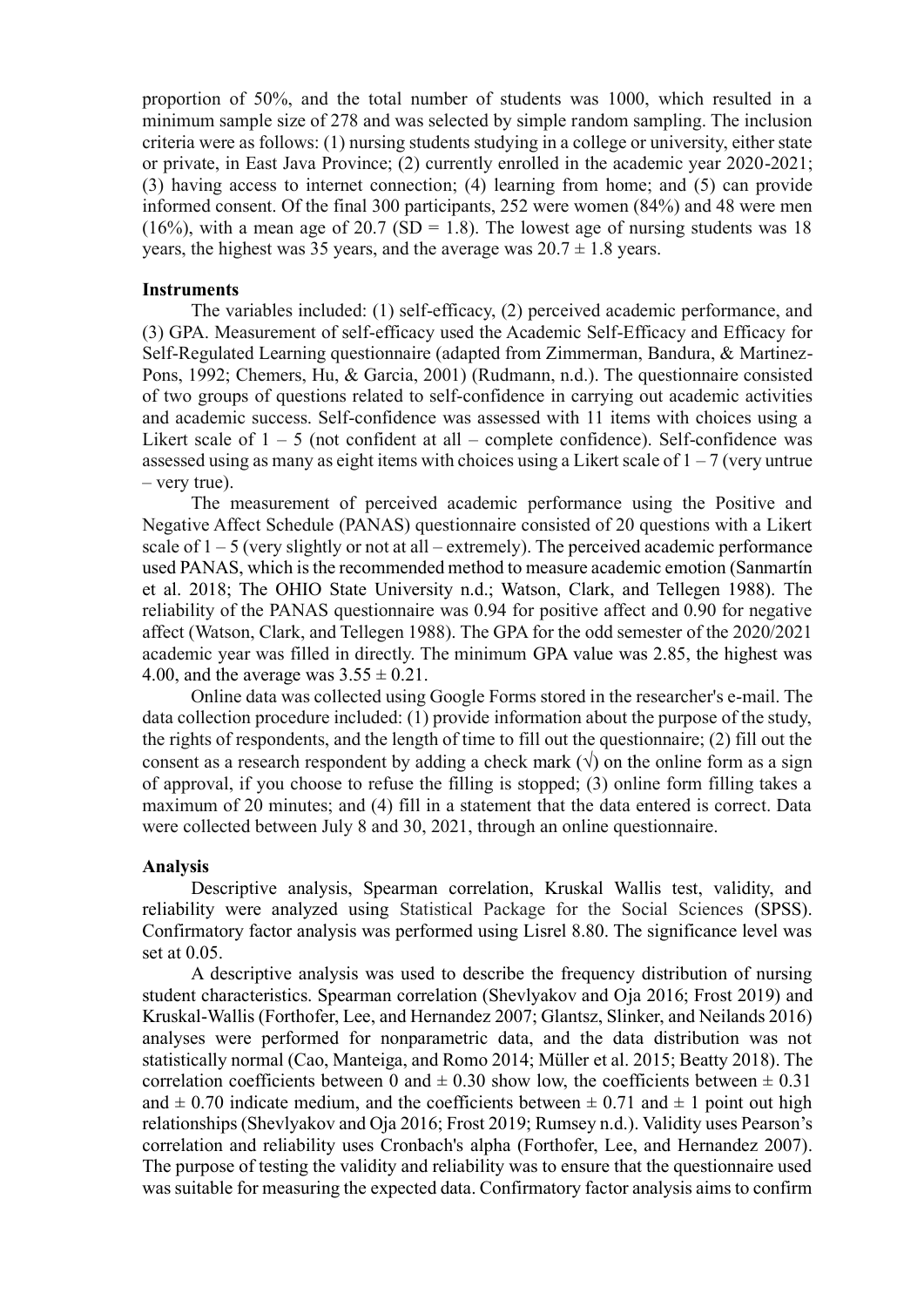proportion of 50%, and the total number of students was 1000, which resulted in a minimum sample size of 278 and was selected by simple random sampling. The inclusion criteria were as follows: (1) nursing students studying in a college or university, either state or private, in East Java Province; (2) currently enrolled in the academic year 2020-2021; (3) having access to internet connection; (4) learning from home; and (5) can provide informed consent. Of the final 300 participants, 252 were women (84%) and 48 were men (16%), with a mean age of 20.7 (SD = 1.8). The lowest age of nursing students was 18 years, the highest was 35 years, and the average was $20.7 \pm 1.8$ years.

**Instruments**

The variables included: (1) self-efficacy, (2) perceived academic performance, and (3) GPA. Measurement of self-efficacy used the Academic Self-Efficacy and Efficacy for Self-Regulated Learning questionnaire (adapted from Zimmerman, Bandura, & Martinez-Pons, 1992; Chemers, Hu, & Garcia, 2001) (Rudmann, n.d.). The questionnaire consisted of two groups of questions related to self-confidence in carrying out academic activities and academic success. Self-confidence was assessed with 11 items with choices using a Likert scale of 1 – 5 (not confident at all – complete confidence). Self-confidence was assessed using as many as eight items with choices using a Likert scale of 1 – 7 (very untrue – very true).

The measurement of perceived academic performance using the Positive and Negative Affect Schedule (PANAS) questionnaire consisted of 20 questions with a Likert scale of 1 – 5 (very slightly or not at all – extremely). The perceived academic performance used PANAS, which is the recommended method to measure academic emotion (Sanmartín et al. 2018; The OHIO State University n.d.; Watson, Clark, and Tellegen 1988). The reliability of the PANAS questionnaire was 0.94 for positive affect and 0.90 for negative affect (Watson, Clark, and Tellegen 1988). The GPA for the odd semester of the 2020/2021 academic year was filled in directly. The minimum GPA value was 2.85, the highest was 4.00, and the average was $3.55 \pm 0.21$.

Online data was collected using Google Forms stored in the researcher's e-mail. The data collection procedure included: (1) provide information about the purpose of the study, the rights of respondents, and the length of time to fill out the questionnaire; (2) fill out the consent as a research respondent by adding a check mark (√) on the online form as a sign of approval, if you choose to refuse the filling is stopped; (3) online form filling takes a maximum of 20 minutes; and (4) fill in a statement that the data entered is correct. Data were collected between July 8 and 30, 2021, through an online questionnaire.

**Analysis**

Descriptive analysis, Spearman correlation, Kruskal Wallis test, validity, and reliability were analyzed using Statistical Package for the Social Sciences (SPSS). Confirmatory factor analysis was performed using Lisrel 8.80. The significance level was set at 0.05.

A descriptive analysis was used to describe the frequency distribution of nursing student characteristics. Spearman correlation (Shevlyakov and Oja 2016; Frost 2019) and Kruskal-Wallis (Forthofer, Lee, and Hernandez 2007; Glantsz, Slinker, and Neilands 2016) analyses were performed for nonparametric data, and the data distribution was not statistically normal (Cao, Manteiga, and Romo 2014; Müller et al. 2015; Beatty 2018). The correlation coefficients between 0 and $\pm$ 0.30 show low, the coefficients between $\pm$ 0.31 and $\pm$ 0.70 indicate medium, and the coefficients between $\pm$ 0.71 and $\pm$ 1 point out high relationships (Shevlyakov and Oja 2016; Frost 2019; Rumsey n.d.). Validity uses Pearson's correlation and reliability uses Cronbach's alpha (Forthofer, Lee, and Hernandez 2007). The purpose of testing the validity and reliability was to ensure that the questionnaire used was suitable for measuring the expected data. Confirmatory factor analysis aims to confirm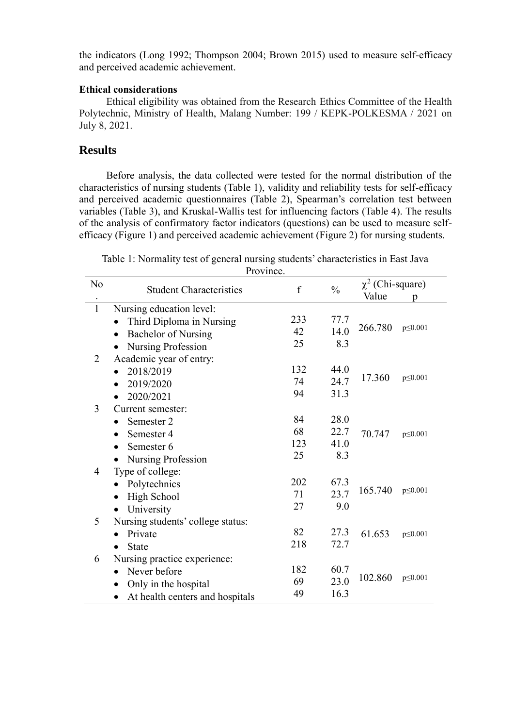the indicators (Long 1992; Thompson 2004; Brown 2015) used to measure self-efficacy and perceived academic achievement.

**Ethical considerations**

Ethical eligibility was obtained from the Research Ethics Committee of the Health Polytechnic, Ministry of Health, Malang Number: 199 / KEPK-POLKESMA / 2021 on July 8, 2021.

## Results

Before analysis, the data collected were tested for the normal distribution of the characteristics of nursing students (Table 1), validity and reliability tests for self-efficacy and perceived academic questionnaires (Table 2), Spearman's correlation test between variables (Table 3), and Kruskal-Wallis test for influencing factors (Table 4). The results of the analysis of confirmatory factor indicators (questions) can be used to measure self-efficacy (Figure 1) and perceived academic achievement (Figure 2) for nursing students.

Table 1: Normality test of general nursing students' characteristics in East Java Province.

| No. | Student Characteristics | f | % | $\chi^2$ (Chi-square) Value | p |
|---|---|---|---|---|---|
| 1 | Nursing education level: | | | | |
| | • Third Diploma in Nursing | 233 | 77.7 | 266.780 | p≤0.001 |
| | • Bachelor of Nursing | 42 | 14.0 | | |
| | • Nursing Profession | 25 | 8.3 | | |
| 2 | Academic year of entry: | | | | |
| | • 2018/2019 | 132 | 44.0 | 17.360 | p≤0.001 |
| | • 2019/2020 | 74 | 24.7 | | |
| | • 2020/2021 | 94 | 31.3 | | |
| 3 | Current semester: | | | | |
| | • Semester 2 | 84 | 28.0 | 70.747 | p≤0.001 |
| | • Semester 4 | 68 | 22.7 | | |
| | • Semester 6 | 123 | 41.0 | | |
| | • Nursing Profession | 25 | 8.3 | | |
| 4 | Type of college: | | | | |
| | • Polytechnics | 202 | 67.3 | 165.740 | p≤0.001 |
| | • High School | 71 | 23.7 | | |
| | • University | 27 | 9.0 | | |
| 5 | Nursing students' college status: | | | | |
| | • Private | 82 | 27.3 | 61.653 | p≤0.001 |
| | • State | 218 | 72.7 | | |
| 6 | Nursing practice experience: | | | | |
| | • Never before | 182 | 60.7 | 102.860 | p≤0.001 |
| | • Only in the hospital | 69 | 23.0 | | |
| | • At health centers and hospitals | 49 | 16.3 | | |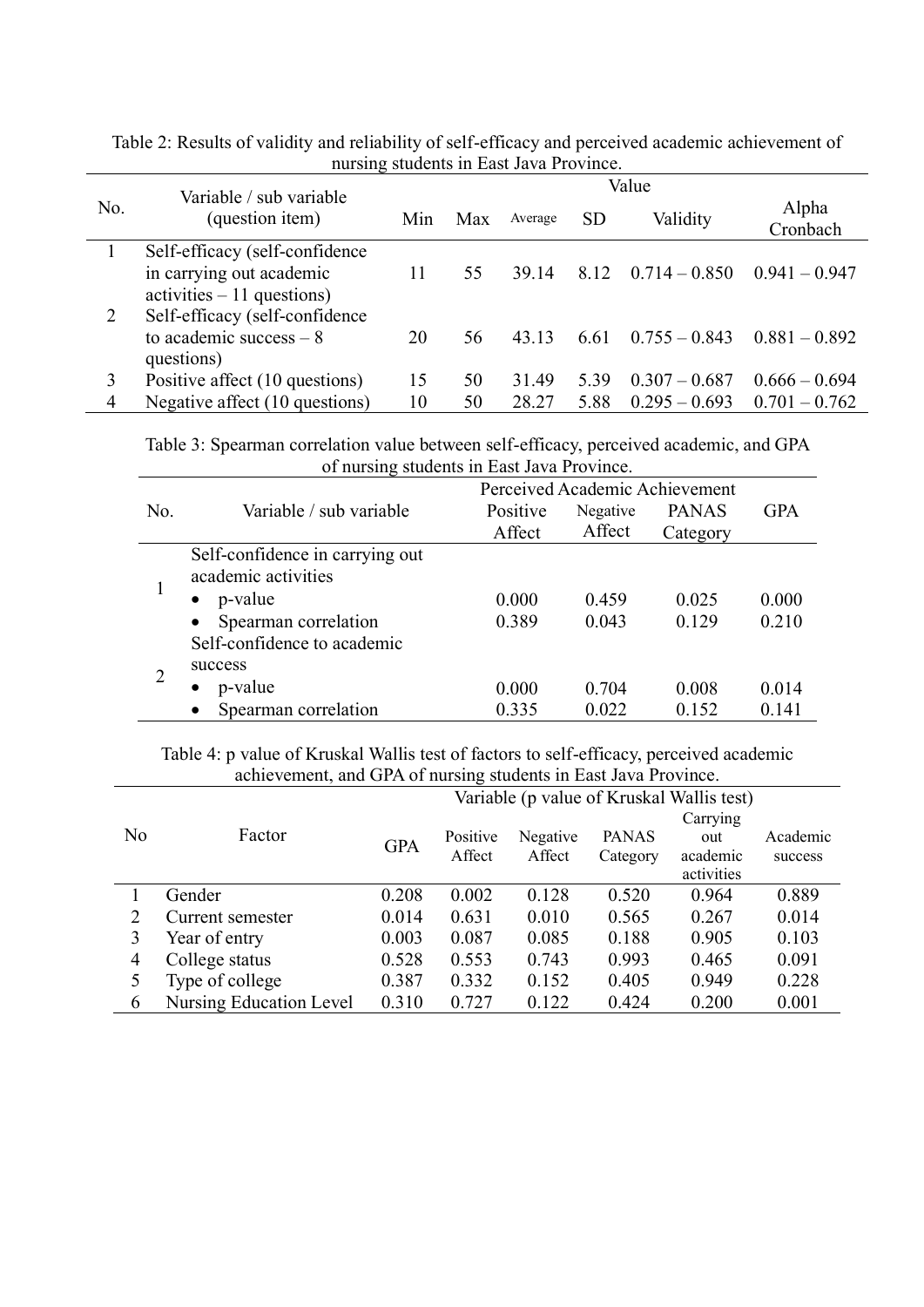Table 2: Results of validity and reliability of self-efficacy and perceived academic achievement of nursing students in East Java Province.

| No. | Variable / sub variable (question item) | Value | | | | | |
|---|---|---|---|---|---|---|---|
| | | Min | Max | Average | SD | Validity | Alpha Cronbach |
| 1 | Self-efficacy (self-confidence in carrying out academic activities – 11 questions) | 11 | 55 | 39.14 | 8.12 | 0.714 – 0.850 | 0.941 – 0.947 |
| 2 | Self-efficacy (self-confidence to academic success – 8 questions) | 20 | 56 | 43.13 | 6.61 | 0.755 – 0.843 | 0.881 – 0.892 |
| 3 | Positive affect (10 questions) | 15 | 50 | 31.49 | 5.39 | 0.307 – 0.687 | 0.666 – 0.694 |
| 4 | Negative affect (10 questions) | 10 | 50 | 28.27 | 5.88 | 0.295 – 0.693 | 0.701 – 0.762 |

Table 3: Spearman correlation value between self-efficacy, perceived academic, and GPA of nursing students in East Java Province.

| No. | Variable / sub variable | Perceived Academic Achievement | | | GPA |
|---|---|---|---|---|---|
| | | Positive Affect | Negative Affect | PANAS Category | |
| 1 | Self-confidence in carrying out academic activities | | | | |
| | • p-value | 0.000 | 0.459 | 0.025 | 0.000 |
| | • Spearman correlation | 0.389 | 0.043 | 0.129 | 0.210 |
| 2 | Self-confidence to academic success | | | | |
| | • p-value | 0.000 | 0.704 | 0.008 | 0.014 |
| | • Spearman correlation | 0.335 | 0.022 | 0.152 | 0.141 |

Table 4: p value of Kruskal Wallis test of factors to self-efficacy, perceived academic achievement, and GPA of nursing students in East Java Province.

| No | Factor | Variable (p value of Kruskal Wallis test) | | | | | |
|---|---|---|---|---|---|---|---|
| | | GPA | Positive Affect | Negative Affect | PANAS Category | Carrying out academic activities | Academic success |
| 1 | Gender | 0.208 | 0.002 | 0.128 | 0.520 | 0.964 | 0.889 |
| 2 | Current semester | 0.014 | 0.631 | 0.010 | 0.565 | 0.267 | 0.014 |
| 3 | Year of entry | 0.003 | 0.087 | 0.085 | 0.188 | 0.905 | 0.103 |
| 4 | College status | 0.528 | 0.553 | 0.743 | 0.993 | 0.465 | 0.091 |
| 5 | Type of college | 0.387 | 0.332 | 0.152 | 0.405 | 0.949 | 0.228 |
| 6 | Nursing Education Level | 0.310 | 0.727 | 0.122 | 0.424 | 0.200 | 0.001 |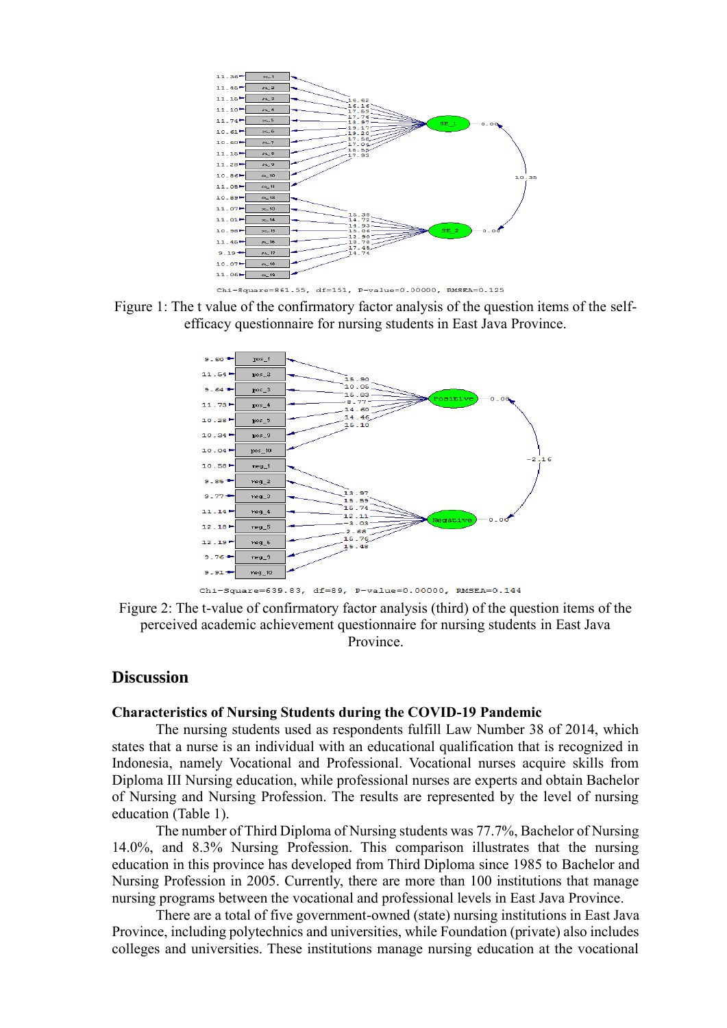Chi-Square=861.55, df=151, P-value=0.00000, RMSEA=0.125

Figure 1: The t value of the confirmatory factor analysis of the question items of the self-efficacy questionnaire for nursing students in East Java Province.

Chi-Square=639.83, df=89, P-value=0.00000, RMSEA=0.144

Figure 2: The t-value of confirmatory factor analysis (third) of the question items of the perceived academic achievement questionnaire for nursing students in East Java Province.

## Discussion

### Characteristics of Nursing Students during the COVID-19 Pandemic

The nursing students used as respondents fulfill Law Number 38 of 2014, which states that a nurse is an individual with an educational qualification that is recognized in Indonesia, namely Vocational and Professional. Vocational nurses acquire skills from Diploma III Nursing education, while professional nurses are experts and obtain Bachelor of Nursing and Nursing Profession. The results are represented by the level of nursing education (Table 1).

The number of Third Diploma of Nursing students was 77.7%, Bachelor of Nursing 14.0%, and 8.3% Nursing Profession. This comparison illustrates that the nursing education in this province has developed from Third Diploma since 1985 to Bachelor and Nursing Profession in 2005. Currently, there are more than 100 institutions that manage nursing programs between the vocational and professional levels in East Java Province.

There are a total of five government-owned (state) nursing institutions in East Java Province, including polytechnics and universities, while Foundation (private) also includes colleges and universities. These institutions manage nursing education at the vocational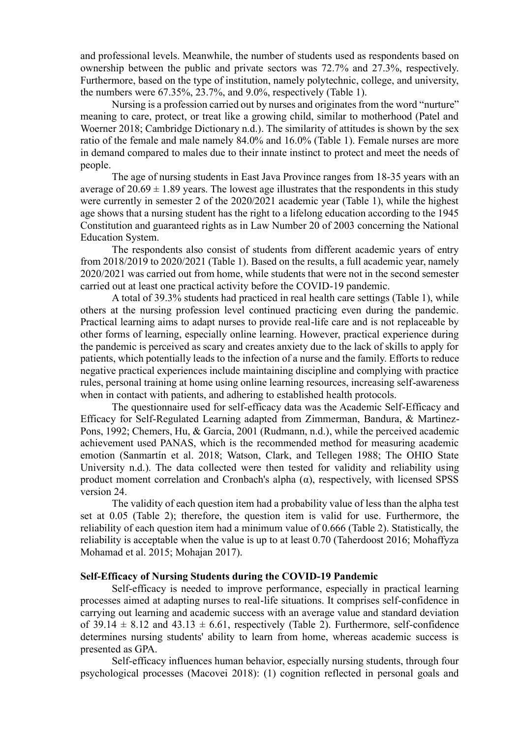and professional levels. Meanwhile, the number of students used as respondents based on ownership between the public and private sectors was 72.7% and 27.3%, respectively. Furthermore, based on the type of institution, namely polytechnic, college, and university, the numbers were 67.35%, 23.7%, and 9.0%, respectively (Table 1).

Nursing is a profession carried out by nurses and originates from the word "nurture" meaning to care, protect, or treat like a growing child, similar to motherhood (Patel and Woerner 2018; Cambridge Dictionary n.d.). The similarity of attitudes is shown by the sex ratio of the female and male namely 84.0% and 16.0% (Table 1). Female nurses are more in demand compared to males due to their innate instinct to protect and meet the needs of people.

The age of nursing students in East Java Province ranges from 18-35 years with an average of $20.69 \pm 1.89$ years. The lowest age illustrates that the respondents in this study were currently in semester 2 of the 2020/2021 academic year (Table 1), while the highest age shows that a nursing student has the right to a lifelong education according to the 1945 Constitution and guaranteed rights as in Law Number 20 of 2003 concerning the National Education System.

The respondents also consist of students from different academic years of entry from 2018/2019 to 2020/2021 (Table 1). Based on the results, a full academic year, namely 2020/2021 was carried out from home, while students that were not in the second semester carried out at least one practical activity before the COVID-19 pandemic.

A total of 39.3% students had practiced in real health care settings (Table 1), while others at the nursing profession level continued practicing even during the pandemic. Practical learning aims to adapt nurses to provide real-life care and is not replaceable by other forms of learning, especially online learning. However, practical experience during the pandemic is perceived as scary and creates anxiety due to the lack of skills to apply for patients, which potentially leads to the infection of a nurse and the family. Efforts to reduce negative practical experiences include maintaining discipline and complying with practice rules, personal training at home using online learning resources, increasing self-awareness when in contact with patients, and adhering to established health protocols.

The questionnaire used for self-efficacy data was the Academic Self-Efficacy and Efficacy for Self-Regulated Learning adapted from Zimmerman, Bandura, & Martinez-Pons, 1992; Chemers, Hu, & Garcia, 2001 (Rudmann, n.d.), while the perceived academic achievement used PANAS, which is the recommended method for measuring academic emotion (Sanmartín et al. 2018; Watson, Clark, and Tellegen 1988; The OHIO State University n.d.). The data collected were then tested for validity and reliability using product moment correlation and Cronbach's alpha ($\alpha$), respectively, with licensed SPSS version 24.

The validity of each question item had a probability value of less than the alpha test set at 0.05 (Table 2); therefore, the question item is valid for use. Furthermore, the reliability of each question item had a minimum value of 0.666 (Table 2). Statistically, the reliability is acceptable when the value is up to at least 0.70 (Taherdoost 2016; Mohaffyza Mohamad et al. 2015; Mohajan 2017).

**Self-Efficacy of Nursing Students during the COVID-19 Pandemic**

Self-efficacy is needed to improve performance, especially in practical learning processes aimed at adapting nurses to real-life situations. It comprises self-confidence in carrying out learning and academic success with an average value and standard deviation of $39.14 \pm 8.12$ and $43.13 \pm 6.61$, respectively (Table 2). Furthermore, self-confidence determines nursing students' ability to learn from home, whereas academic success is presented as GPA.

Self-efficacy influences human behavior, especially nursing students, through four psychological processes (Macovei 2018): (1) cognition reflected in personal goals and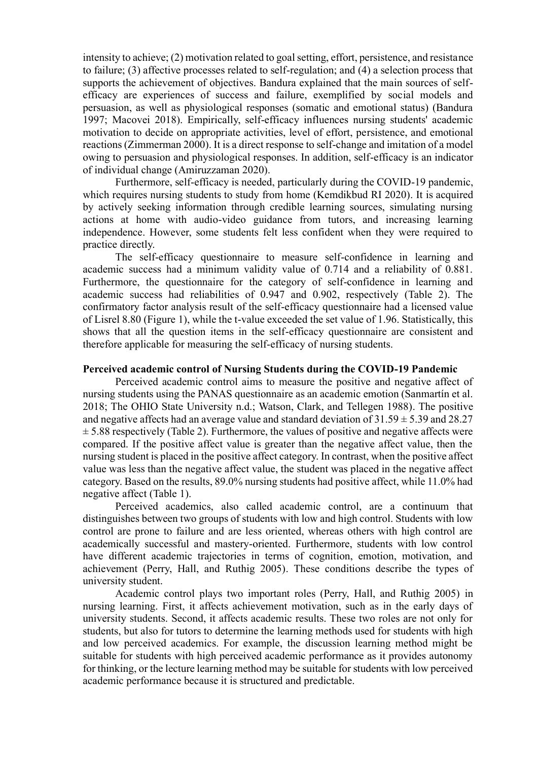intensity to achieve; (2) motivation related to goal setting, effort, persistence, and resistance to failure; (3) affective processes related to self-regulation; and (4) a selection process that supports the achievement of objectives. Bandura explained that the main sources of self-efficacy are experiences of success and failure, exemplified by social models and persuasion, as well as physiological responses (somatic and emotional status) (Bandura 1997; Macovei 2018). Empirically, self-efficacy influences nursing students' academic motivation to decide on appropriate activities, level of effort, persistence, and emotional reactions (Zimmerman 2000). It is a direct response to self-change and imitation of a model owing to persuasion and physiological responses. In addition, self-efficacy is an indicator of individual change (Amiruzzaman 2020).

Furthermore, self-efficacy is needed, particularly during the COVID-19 pandemic, which requires nursing students to study from home (Kemdikbud RI 2020). It is acquired by actively seeking information through credible learning sources, simulating nursing actions at home with audio-video guidance from tutors, and increasing learning independence. However, some students felt less confident when they were required to practice directly.

The self-efficacy questionnaire to measure self-confidence in learning and academic success had a minimum validity value of 0.714 and a reliability of 0.881. Furthermore, the questionnaire for the category of self-confidence in learning and academic success had reliabilities of 0.947 and 0.902, respectively (Table 2). The confirmatory factor analysis result of the self-efficacy questionnaire had a licensed value of Lisrel 8.80 (Figure 1), while the t-value exceeded the set value of 1.96. Statistically, this shows that all the question items in the self-efficacy questionnaire are consistent and therefore applicable for measuring the self-efficacy of nursing students.

**Perceived academic control of Nursing Students during the COVID-19 Pandemic**

Perceived academic control aims to measure the positive and negative affect of nursing students using the PANAS questionnaire as an academic emotion (Sanmartín et al. 2018; The OHIO State University n.d.; Watson, Clark, and Tellegen 1988). The positive and negative affects had an average value and standard deviation of $31.59 \pm 5.39$ and $28.27 \pm 5.88$ respectively (Table 2). Furthermore, the values of positive and negative affects were compared. If the positive affect value is greater than the negative affect value, then the nursing student is placed in the positive affect category. In contrast, when the positive affect value was less than the negative affect value, the student was placed in the negative affect category. Based on the results, 89.0% nursing students had positive affect, while 11.0% had negative affect (Table 1).

Perceived academics, also called academic control, are a continuum that distinguishes between two groups of students with low and high control. Students with low control are prone to failure and are less oriented, whereas others with high control are academically successful and mastery-oriented. Furthermore, students with low control have different academic trajectories in terms of cognition, emotion, motivation, and achievement (Perry, Hall, and Ruthig 2005). These conditions describe the types of university student.

Academic control plays two important roles (Perry, Hall, and Ruthig 2005) in nursing learning. First, it affects achievement motivation, such as in the early days of university students. Second, it affects academic results. These two roles are not only for students, but also for tutors to determine the learning methods used for students with high and low perceived academics. For example, the discussion learning method might be suitable for students with high perceived academic performance as it provides autonomy for thinking, or the lecture learning method may be suitable for students with low perceived academic performance because it is structured and predictable.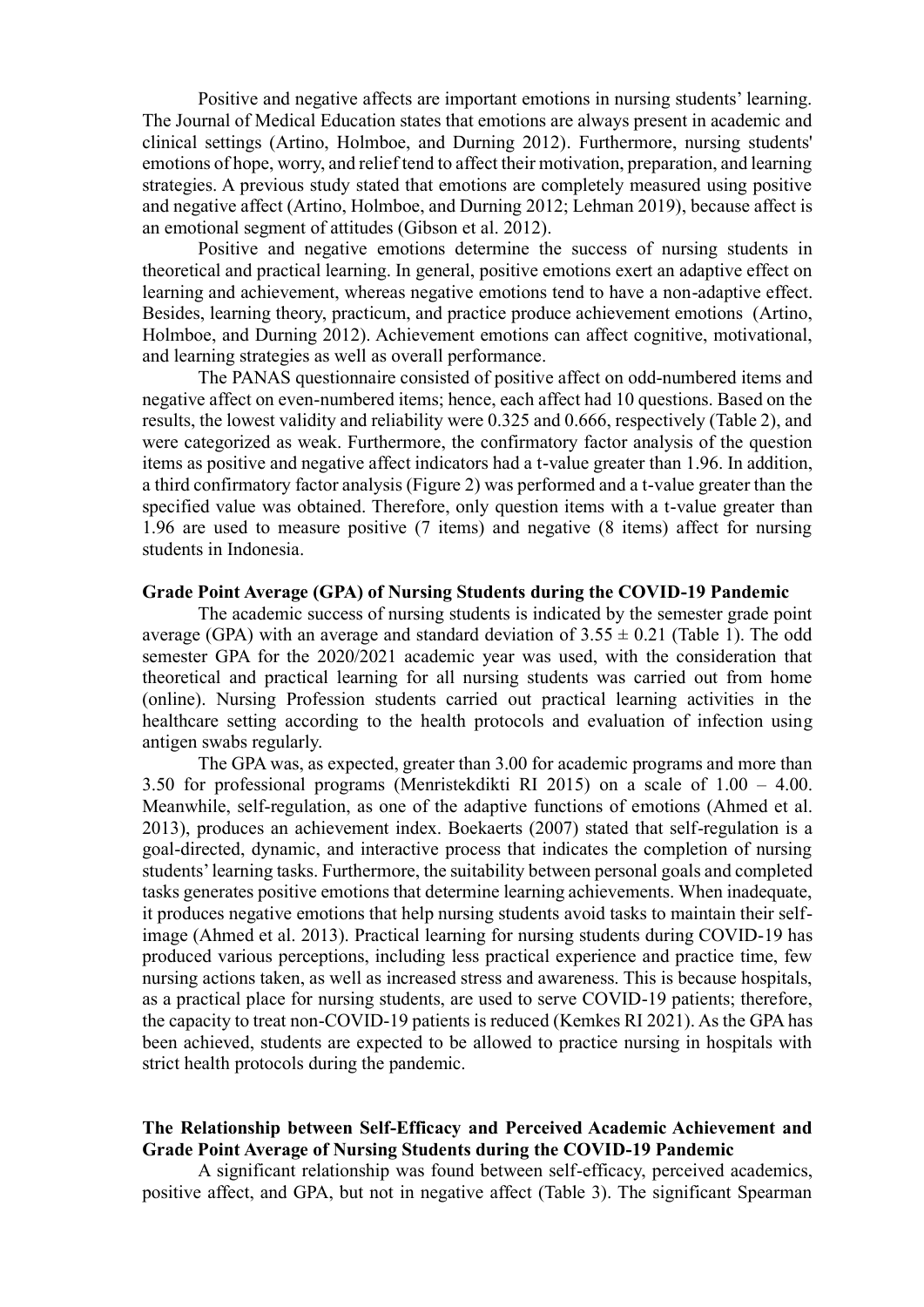Positive and negative affects are important emotions in nursing students' learning. The Journal of Medical Education states that emotions are always present in academic and clinical settings (Artino, Holmboe, and Durning 2012). Furthermore, nursing students' emotions of hope, worry, and relief tend to affect their motivation, preparation, and learning strategies. A previous study stated that emotions are completely measured using positive and negative affect (Artino, Holmboe, and Durning 2012; Lehman 2019), because affect is an emotional segment of attitudes (Gibson et al. 2012).

Positive and negative emotions determine the success of nursing students in theoretical and practical learning. In general, positive emotions exert an adaptive effect on learning and achievement, whereas negative emotions tend to have a non-adaptive effect. Besides, learning theory, practicum, and practice produce achievement emotions (Artino, Holmboe, and Durning 2012). Achievement emotions can affect cognitive, motivational, and learning strategies as well as overall performance.

The PANAS questionnaire consisted of positive affect on odd-numbered items and negative affect on even-numbered items; hence, each affect had 10 questions. Based on the results, the lowest validity and reliability were 0.325 and 0.666, respectively (Table 2), and were categorized as weak. Furthermore, the confirmatory factor analysis of the question items as positive and negative affect indicators had a t-value greater than 1.96. In addition, a third confirmatory factor analysis (Figure 2) was performed and a t-value greater than the specified value was obtained. Therefore, only question items with a t-value greater than 1.96 are used to measure positive (7 items) and negative (8 items) affect for nursing students in Indonesia.

**Grade Point Average (GPA) of Nursing Students during the COVID-19 Pandemic**

The academic success of nursing students is indicated by the semester grade point average (GPA) with an average and standard deviation of $3.55 \pm 0.21$ (Table 1). The odd semester GPA for the 2020/2021 academic year was used, with the consideration that theoretical and practical learning for all nursing students was carried out from home (online). Nursing Profession students carried out practical learning activities in the healthcare setting according to the health protocols and evaluation of infection using antigen swabs regularly.

The GPA was, as expected, greater than 3.00 for academic programs and more than 3.50 for professional programs (Menristekdikti RI 2015) on a scale of 1.00 – 4.00. Meanwhile, self-regulation, as one of the adaptive functions of emotions (Ahmed et al. 2013), produces an achievement index. Boekaerts (2007) stated that self-regulation is a goal-directed, dynamic, and interactive process that indicates the completion of nursing students' learning tasks. Furthermore, the suitability between personal goals and completed tasks generates positive emotions that determine learning achievements. When inadequate, it produces negative emotions that help nursing students avoid tasks to maintain their self-image (Ahmed et al. 2013). Practical learning for nursing students during COVID-19 has produced various perceptions, including less practical experience and practice time, few nursing actions taken, as well as increased stress and awareness. This is because hospitals, as a practical place for nursing students, are used to serve COVID-19 patients; therefore, the capacity to treat non-COVID-19 patients is reduced (Kemkes RI 2021). As the GPA has been achieved, students are expected to be allowed to practice nursing in hospitals with strict health protocols during the pandemic.

**The Relationship between Self-Efficacy and Perceived Academic Achievement and Grade Point Average of Nursing Students during the COVID-19 Pandemic**

A significant relationship was found between self-efficacy, perceived academics, positive affect, and GPA, but not in negative affect (Table 3). The significant Spearman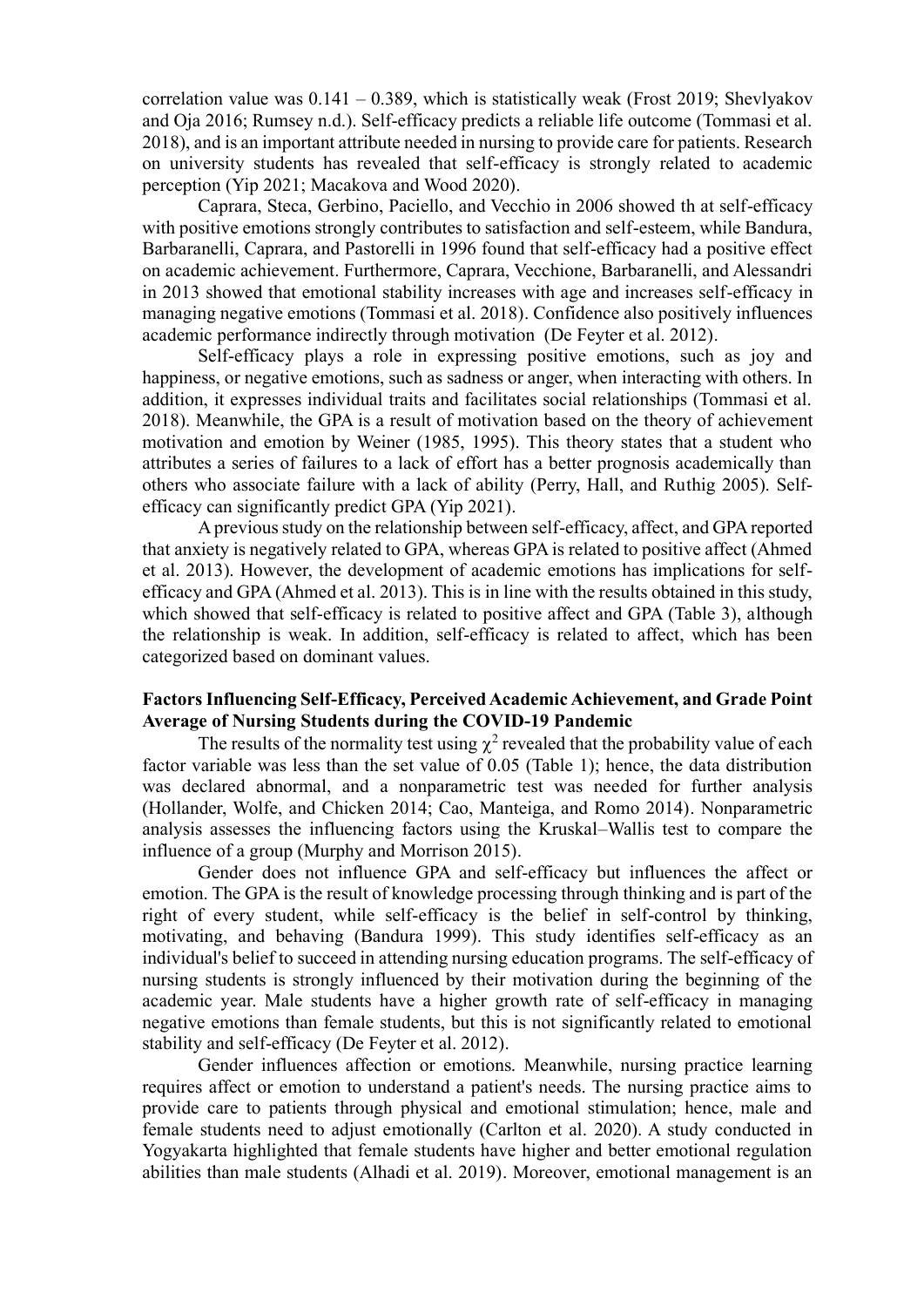correlation value was 0.141 – 0.389, which is statistically weak (Frost 2019; Shevlyakov and Oja 2016; Rumsey n.d.). Self-efficacy predicts a reliable life outcome (Tommasi et al. 2018), and is an important attribute needed in nursing to provide care for patients. Research on university students has revealed that self-efficacy is strongly related to academic perception (Yip 2021; Macakova and Wood 2020).

Caprara, Steca, Gerbino, Paciello, and Vecchio in 2006 showed th at self-efficacy with positive emotions strongly contributes to satisfaction and self-esteem, while Bandura, Barbaranelli, Caprara, and Pastorelli in 1996 found that self-efficacy had a positive effect on academic achievement. Furthermore, Caprara, Vecchione, Barbaranelli, and Alessandri in 2013 showed that emotional stability increases with age and increases self-efficacy in managing negative emotions (Tommasi et al. 2018). Confidence also positively influences academic performance indirectly through motivation (De Feyter et al. 2012).

Self-efficacy plays a role in expressing positive emotions, such as joy and happiness, or negative emotions, such as sadness or anger, when interacting with others. In addition, it expresses individual traits and facilitates social relationships (Tommasi et al. 2018). Meanwhile, the GPA is a result of motivation based on the theory of achievement motivation and emotion by Weiner (1985, 1995). This theory states that a student who attributes a series of failures to a lack of effort has a better prognosis academically than others who associate failure with a lack of ability (Perry, Hall, and Ruthig 2005). Self-efficacy can significantly predict GPA (Yip 2021).

A previous study on the relationship between self-efficacy, affect, and GPA reported that anxiety is negatively related to GPA, whereas GPA is related to positive affect (Ahmed et al. 2013). However, the development of academic emotions has implications for self-efficacy and GPA (Ahmed et al. 2013). This is in line with the results obtained in this study, which showed that self-efficacy is related to positive affect and GPA (Table 3), although the relationship is weak. In addition, self-efficacy is related to affect, which has been categorized based on dominant values.

**Factors Influencing Self-Efficacy, Perceived Academic Achievement, and Grade Point Average of Nursing Students during the COVID-19 Pandemic**

The results of the normality test using $\chi^2$ revealed that the probability value of each factor variable was less than the set value of 0.05 (Table 1); hence, the data distribution was declared abnormal, and a nonparametric test was needed for further analysis (Hollander, Wolfe, and Chicken 2014; Cao, Manteiga, and Romo 2014). Nonparametric analysis assesses the influencing factors using the Kruskal–Wallis test to compare the influence of a group (Murphy and Morrison 2015).

Gender does not influence GPA and self-efficacy but influences the affect or emotion. The GPA is the result of knowledge processing through thinking and is part of the right of every student, while self-efficacy is the belief in self-control by thinking, motivating, and behaving (Bandura 1999). This study identifies self-efficacy as an individual's belief to succeed in attending nursing education programs. The self-efficacy of nursing students is strongly influenced by their motivation during the beginning of the academic year. Male students have a higher growth rate of self-efficacy in managing negative emotions than female students, but this is not significantly related to emotional stability and self-efficacy (De Feyter et al. 2012).

Gender influences affection or emotions. Meanwhile, nursing practice learning requires affect or emotion to understand a patient's needs. The nursing practice aims to provide care to patients through physical and emotional stimulation; hence, male and female students need to adjust emotionally (Carlton et al. 2020). A study conducted in Yogyakarta highlighted that female students have higher and better emotional regulation abilities than male students (Alhadi et al. 2019). Moreover, emotional management is an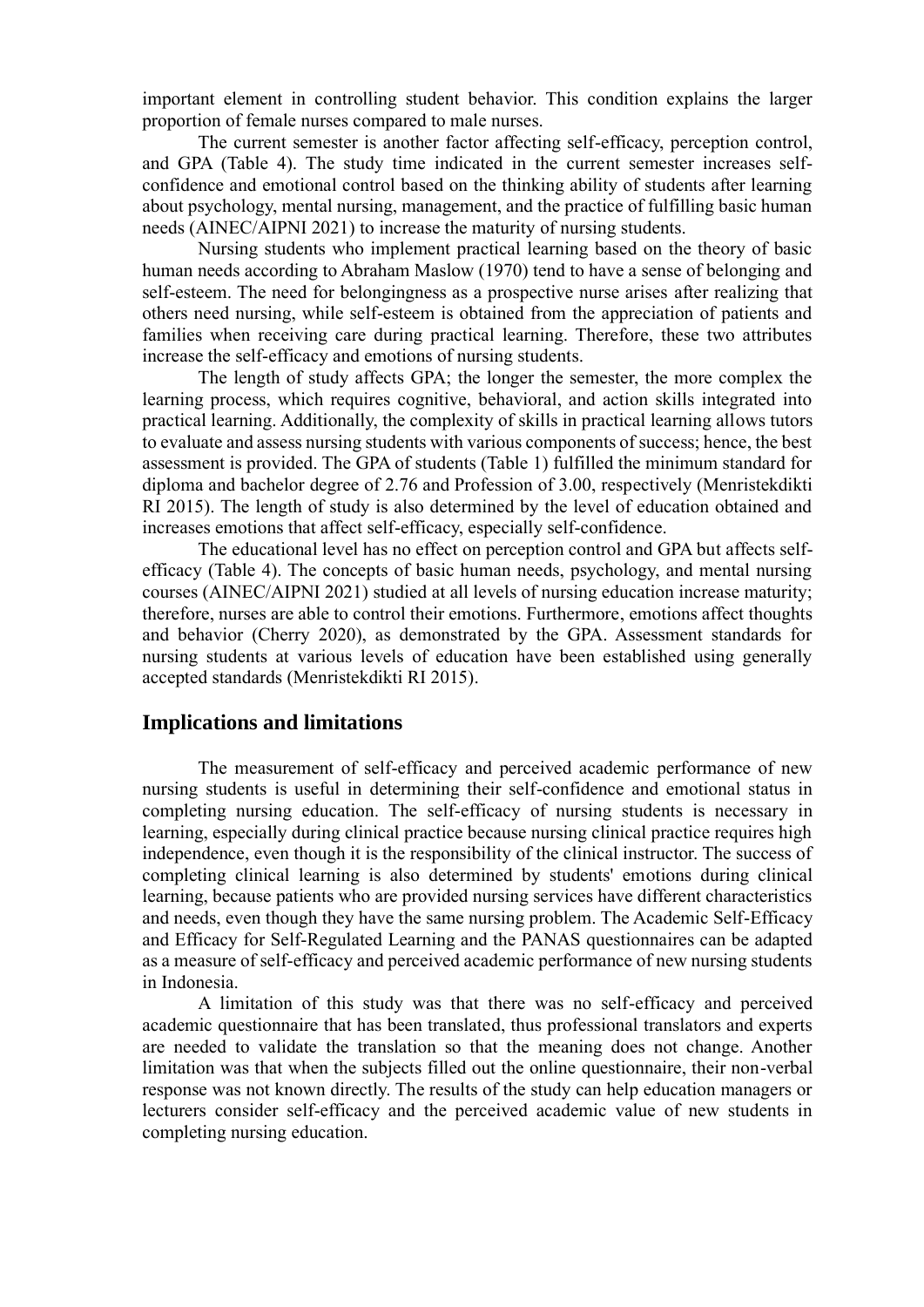important element in controlling student behavior. This condition explains the larger proportion of female nurses compared to male nurses.

The current semester is another factor affecting self-efficacy, perception control, and GPA (Table 4). The study time indicated in the current semester increases self-confidence and emotional control based on the thinking ability of students after learning about psychology, mental nursing, management, and the practice of fulfilling basic human needs (AINEC/AIPNI 2021) to increase the maturity of nursing students.

Nursing students who implement practical learning based on the theory of basic human needs according to Abraham Maslow (1970) tend to have a sense of belonging and self-esteem. The need for belongingness as a prospective nurse arises after realizing that others need nursing, while self-esteem is obtained from the appreciation of patients and families when receiving care during practical learning. Therefore, these two attributes increase the self-efficacy and emotions of nursing students.

The length of study affects GPA; the longer the semester, the more complex the learning process, which requires cognitive, behavioral, and action skills integrated into practical learning. Additionally, the complexity of skills in practical learning allows tutors to evaluate and assess nursing students with various components of success; hence, the best assessment is provided. The GPA of students (Table 1) fulfilled the minimum standard for diploma and bachelor degree of 2.76 and Profession of 3.00, respectively (Menristekdikti RI 2015). The length of study is also determined by the level of education obtained and increases emotions that affect self-efficacy, especially self-confidence.

The educational level has no effect on perception control and GPA but affects self-efficacy (Table 4). The concepts of basic human needs, psychology, and mental nursing courses (AINEC/AIPNI 2021) studied at all levels of nursing education increase maturity; therefore, nurses are able to control their emotions. Furthermore, emotions affect thoughts and behavior (Cherry 2020), as demonstrated by the GPA. Assessment standards for nursing students at various levels of education have been established using generally accepted standards (Menristekdikti RI 2015).

## Implications and limitations

The measurement of self-efficacy and perceived academic performance of new nursing students is useful in determining their self-confidence and emotional status in completing nursing education. The self-efficacy of nursing students is necessary in learning, especially during clinical practice because nursing clinical practice requires high independence, even though it is the responsibility of the clinical instructor. The success of completing clinical learning is also determined by students' emotions during clinical learning, because patients who are provided nursing services have different characteristics and needs, even though they have the same nursing problem. The Academic Self-Efficacy and Efficacy for Self-Regulated Learning and the PANAS questionnaires can be adapted as a measure of self-efficacy and perceived academic performance of new nursing students in Indonesia.

A limitation of this study was that there was no self-efficacy and perceived academic questionnaire that has been translated, thus professional translators and experts are needed to validate the translation so that the meaning does not change. Another limitation was that when the subjects filled out the online questionnaire, their non-verbal response was not known directly. The results of the study can help education managers or lecturers consider self-efficacy and the perceived academic value of new students in completing nursing education.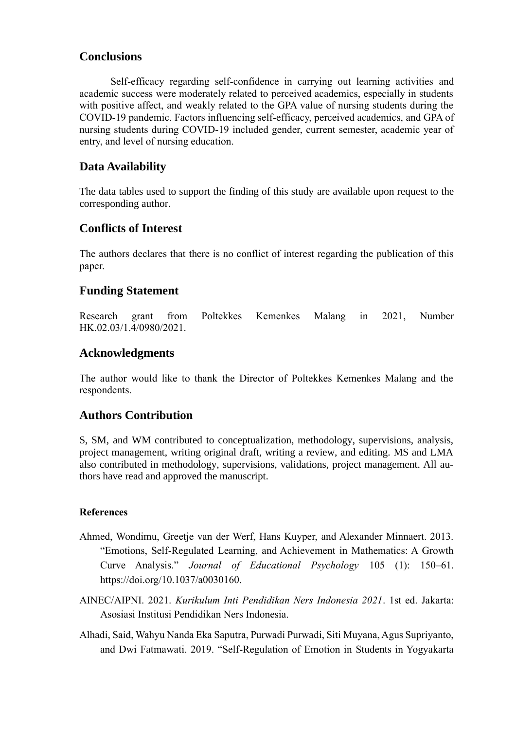## Conclusions

Self-efficacy regarding self-confidence in carrying out learning activities and academic success were moderately related to perceived academics, especially in students with positive affect, and weakly related to the GPA value of nursing students during the COVID-19 pandemic. Factors influencing self-efficacy, perceived academics, and GPA of nursing students during COVID-19 included gender, current semester, academic year of entry, and level of nursing education.

## Data Availability

The data tables used to support the finding of this study are available upon request to the corresponding author.

## Conflicts of Interest

The authors declares that there is no conflict of interest regarding the publication of this paper.

## Funding Statement

Research grant from Poltekkes Kemenkes Malang in 2021, Number HK.02.03/1.4/0980/2021.

## Acknowledgments

The author would like to thank the Director of Poltekkes Kemenkes Malang and the respondents.

## Authors Contribution

S, SM, and WM contributed to conceptualization, methodology, supervisions, analysis, project management, writing original draft, writing a review, and editing. MS and LMA also contributed in methodology, supervisions, validations, project management. All authors have read and approved the manuscript.

### References

Ahmed, Wondimu, Greetje van der Werf, Hans Kuyper, and Alexander Minnaert. 2013. "Emotions, Self-Regulated Learning, and Achievement in Mathematics: A Growth Curve Analysis." *Journal of Educational Psychology* 105 (1): 150–61. https://doi.org/10.1037/a0030160.

AINEC/AIPNI. 2021. *Kurikulum Inti Pendidikan Ners Indonesia 2021*. 1st ed. Jakarta: Asosiasi Institusi Pendidikan Ners Indonesia.

Alhadi, Said, Wahyu Nanda Eka Saputra, Purwadi Purwadi, Siti Muyana, Agus Supriyanto, and Dwi Fatmawati. 2019. "Self-Regulation of Emotion in Students in Yogyakarta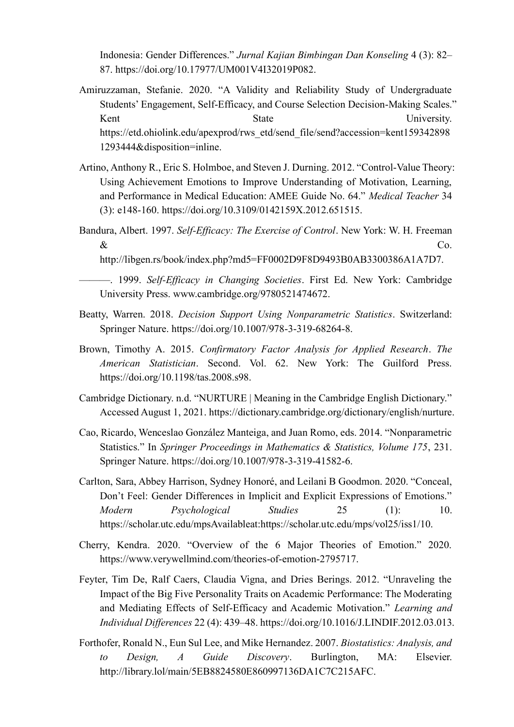Indonesia: Gender Differences." *Jurnal Kajian Bimbingan Dan Konseling* 4 (3): 82–87. https://doi.org/10.17977/UM001V4I32019P082.

Amiruzzaman, Stefanie. 2020. "A Validity and Reliability Study of Undergraduate Students' Engagement, Self-Efficacy, and Course Selection Decision-Making Scales." Kent State University. https://etd.ohiolink.edu/apexprod/rws_etd/send_file/send?accession=kent1593428981293444&disposition=inline.

Artino, Anthony R., Eric S. Holmboe, and Steven J. Durning. 2012. "Control-Value Theory: Using Achievement Emotions to Improve Understanding of Motivation, Learning, and Performance in Medical Education: AMEE Guide No. 64." *Medical Teacher* 34 (3): e148-160. https://doi.org/10.3109/0142159X.2012.651515.

Bandura, Albert. 1997. *Self-Efficacy: The Exercise of Control*. New York: W. H. Freeman & Co. http://libgen.rs/book/index.php?md5=FF0002D9F8D9493B0AB3300386A1A7D7.

———. 1999. *Self-Efficacy in Changing Societies*. First Ed. New York: Cambridge University Press. www.cambridge.org/9780521474672.

Beatty, Warren. 2018. *Decision Support Using Nonparametric Statistics*. Switzerland: Springer Nature. https://doi.org/10.1007/978-3-319-68264-8.

Brown, Timothy A. 2015. *Confirmatory Factor Analysis for Applied Research*. *The American Statistician*. Second. Vol. 62. New York: The Guilford Press. https://doi.org/10.1198/tas.2008.s98.

Cambridge Dictionary. n.d. "NURTURE | Meaning in the Cambridge English Dictionary." Accessed August 1, 2021. https://dictionary.cambridge.org/dictionary/english/nurture.

Cao, Ricardo, Wenceslao González Manteiga, and Juan Romo, eds. 2014. "Nonparametric Statistics." In *Springer Proceedings in Mathematics & Statistics, Volume 175*, 231. Springer Nature. https://doi.org/10.1007/978-3-319-41582-6.

Carlton, Sara, Abbey Harrison, Sydney Honoré, and Leilani B Goodmon. 2020. "Conceal, Don't Feel: Gender Differences in Implicit and Explicit Expressions of Emotions." *Modern Psychological Studies* 25 (1): 10. https://scholar.utc.edu/mpsAvailableat:https://scholar.utc.edu/mps/vol25/iss1/10.

Cherry, Kendra. 2020. "Overview of the 6 Major Theories of Emotion." 2020. https://www.verywellmind.com/theories-of-emotion-2795717.

Feyter, Tim De, Ralf Caers, Claudia Vigna, and Dries Berings. 2012. "Unraveling the Impact of the Big Five Personality Traits on Academic Performance: The Moderating and Mediating Effects of Self-Efficacy and Academic Motivation." *Learning and Individual Differences* 22 (4): 439–48. https://doi.org/10.1016/J.LINDIF.2012.03.013.

Forthofer, Ronald N., Eun Sul Lee, and Mike Hernandez. 2007. *Biostatistics: Analysis, and to Design, A Guide Discovery*. Burlington, MA: Elsevier. http://library.lol/main/5EB8824580E860997136DA1C7C215AFC.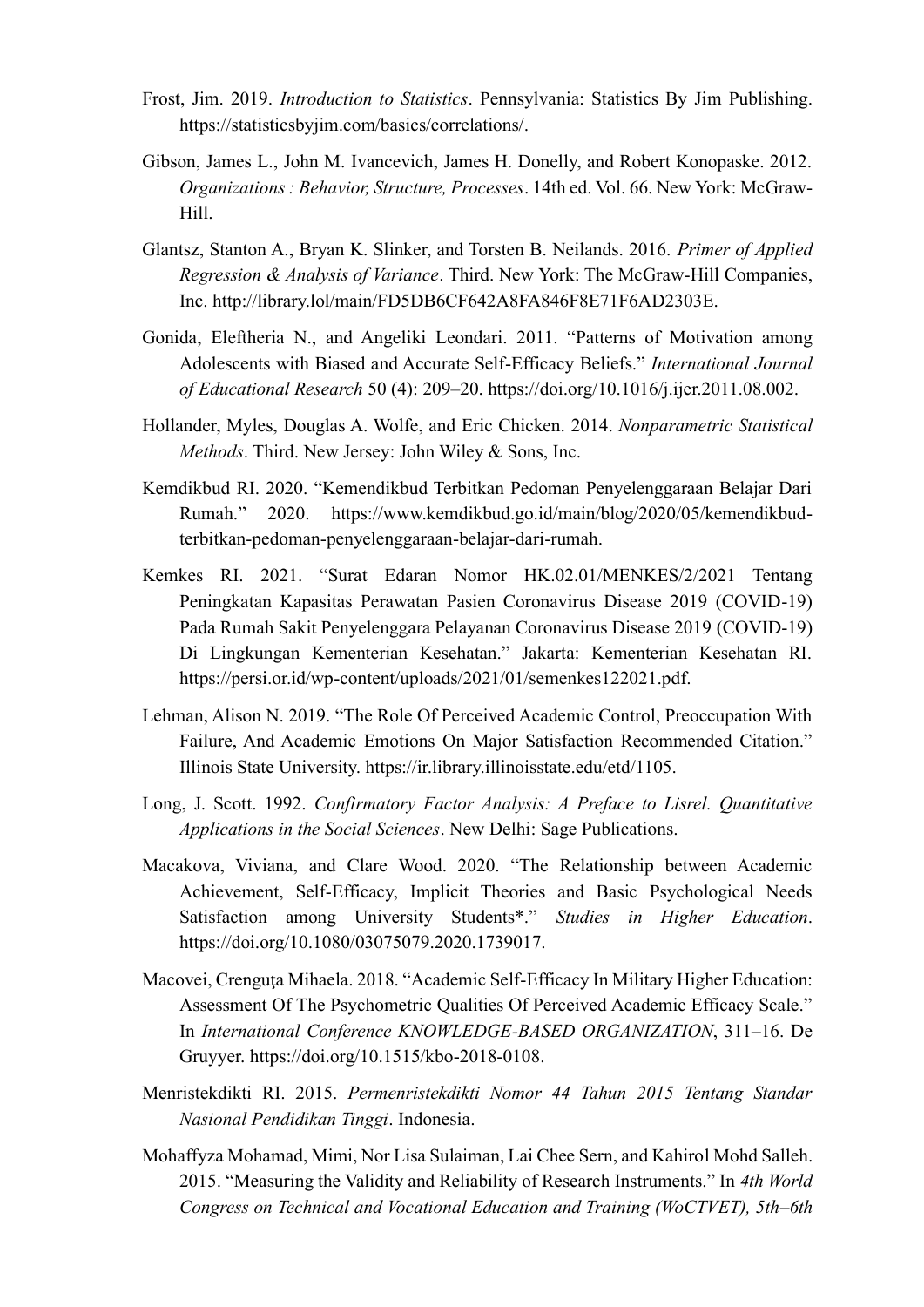Frost, Jim. 2019. *Introduction to Statistics*. Pennsylvania: Statistics By Jim Publishing. https://statisticsbyjim.com/basics/correlations/.

Gibson, James L., John M. Ivancevich, James H. Donelly, and Robert Konopaske. 2012. *Organizations : Behavior, Structure, Processes*. 14th ed. Vol. 66. New York: McGraw-Hill.

Glantsz, Stanton A., Bryan K. Slinker, and Torsten B. Neilands. 2016. *Primer of Applied Regression & Analysis of Variance*. Third. New York: The McGraw-Hill Companies, Inc. http://library.lol/main/FD5DB6CF642A8FA846F8E71F6AD2303E.

Gonida, Eleftheria N., and Angeliki Leondari. 2011. "Patterns of Motivation among Adolescents with Biased and Accurate Self-Efficacy Beliefs." *International Journal of Educational Research* 50 (4): 209–20. https://doi.org/10.1016/j.ijer.2011.08.002.

Hollander, Myles, Douglas A. Wolfe, and Eric Chicken. 2014. *Nonparametric Statistical Methods*. Third. New Jersey: John Wiley & Sons, Inc.

Kemdikbud RI. 2020. "Kemendikbud Terbitkan Pedoman Penyelenggaraan Belajar Dari Rumah." 2020. https://www.kemdikbud.go.id/main/blog/2020/05/kemendikbud-terbitkan-pedoman-penyelenggaraan-belajar-dari-rumah.

Kemkes RI. 2021. "Surat Edaran Nomor HK.02.01/MENKES/2/2021 Tentang Peningkatan Kapasitas Perawatan Pasien Coronavirus Disease 2019 (COVID-19) Pada Rumah Sakit Penyelenggara Pelayanan Coronavirus Disease 2019 (COVID-19) Di Lingkungan Kementerian Kesehatan." Jakarta: Kementerian Kesehatan RI. https://persi.or.id/wp-content/uploads/2021/01/semenkes122021.pdf.

Lehman, Alison N. 2019. "The Role Of Perceived Academic Control, Preoccupation With Failure, And Academic Emotions On Major Satisfaction Recommended Citation." Illinois State University. https://ir.library.illinoisstate.edu/etd/1105.

Long, J. Scott. 1992. *Confirmatory Factor Analysis: A Preface to Lisrel. Quantitative Applications in the Social Sciences*. New Delhi: Sage Publications.

Macakova, Viviana, and Clare Wood. 2020. "The Relationship between Academic Achievement, Self-Efficacy, Implicit Theories and Basic Psychological Needs Satisfaction among University Students*." *Studies in Higher Education*. https://doi.org/10.1080/03075079.2020.1739017.

Macovei, Crenguţa Mihaela. 2018. "Academic Self-Efficacy In Military Higher Education: Assessment Of The Psychometric Qualities Of Perceived Academic Efficacy Scale." In *International Conference KNOWLEDGE-BASED ORGANIZATION*, 311–16. De Gruyyer. https://doi.org/10.1515/kbo-2018-0108.

Menristekdikti RI. 2015. *Permenristekdikti Nomor 44 Tahun 2015 Tentang Standar Nasional Pendidikan Tinggi*. Indonesia.

Mohaffyza Mohamad, Mimi, Nor Lisa Sulaiman, Lai Chee Sern, and Kahirol Mohd Salleh. 2015. "Measuring the Validity and Reliability of Research Instruments." In *4th World Congress on Technical and Vocational Education and Training (WoCTVET), 5th–6th*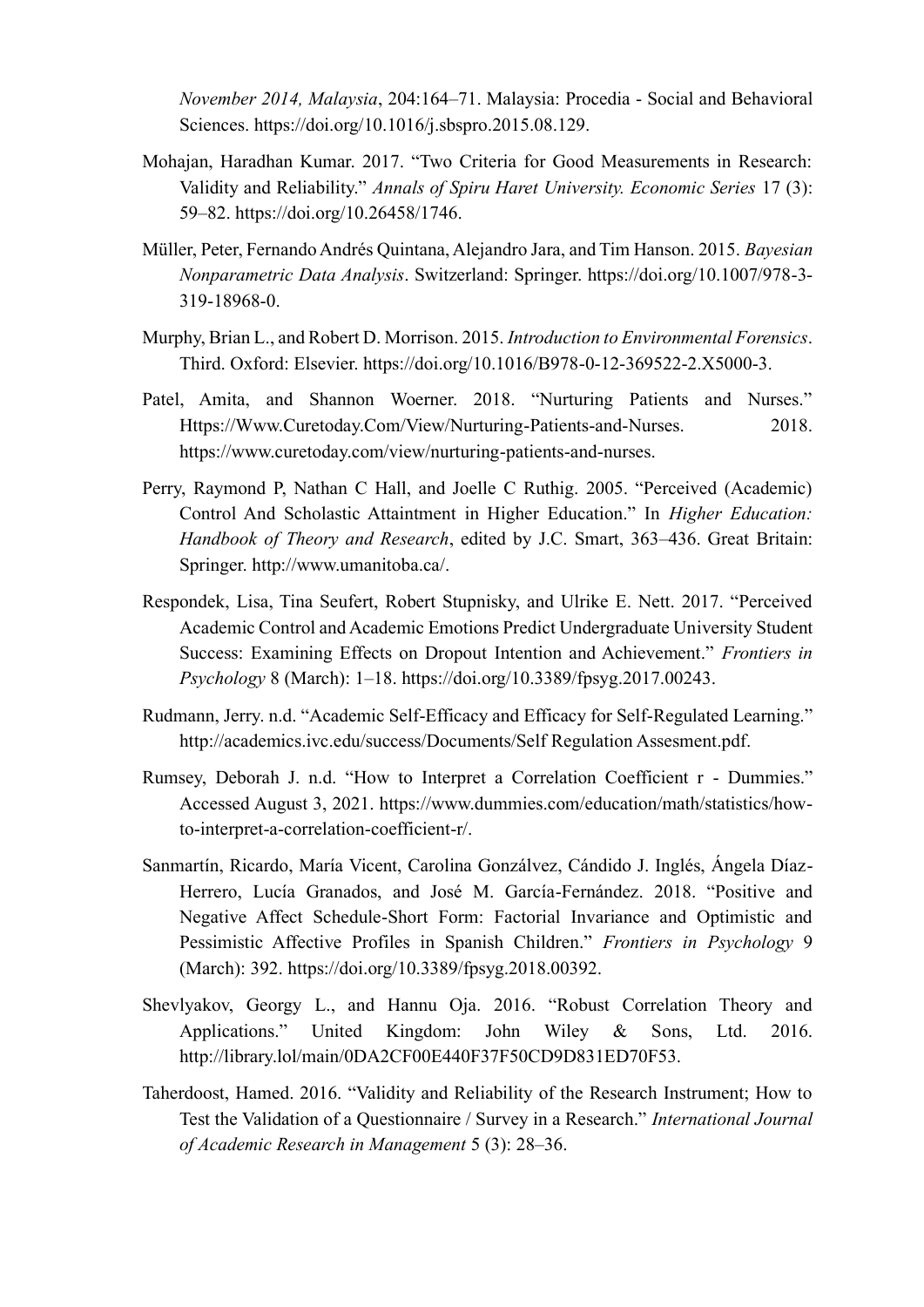*November 2014, Malaysia*, 204:164–71. Malaysia: Procedia - Social and Behavioral Sciences. https://doi.org/10.1016/j.sbspro.2015.08.129.

Mohajan, Haradhan Kumar. 2017. "Two Criteria for Good Measurements in Research: Validity and Reliability." *Annals of Spiru Haret University. Economic Series* 17 (3): 59–82. https://doi.org/10.26458/1746.

Müller, Peter, Fernando Andrés Quintana, Alejandro Jara, and Tim Hanson. 2015. *Bayesian Nonparametric Data Analysis*. Switzerland: Springer. https://doi.org/10.1007/978-3-319-18968-0.

Murphy, Brian L., and Robert D. Morrison. 2015. *Introduction to Environmental Forensics*. Third. Oxford: Elsevier. https://doi.org/10.1016/B978-0-12-369522-2.X5000-3.

Patel, Amita, and Shannon Woerner. 2018. "Nurturing Patients and Nurses." Https://Www.Curetoday.Com/View/Nurturing-Patients-and-Nurses. 2018. https://www.curetoday.com/view/nurturing-patients-and-nurses.

Perry, Raymond P, Nathan C Hall, and Joelle C Ruthig. 2005. "Perceived (Academic) Control And Scholastic Attaintment in Higher Education." In *Higher Education: Handbook of Theory and Research*, edited by J.C. Smart, 363–436. Great Britain: Springer. http://www.umanitoba.ca/.

Respondek, Lisa, Tina Seufert, Robert Stupnisky, and Ulrike E. Nett. 2017. "Perceived Academic Control and Academic Emotions Predict Undergraduate University Student Success: Examining Effects on Dropout Intention and Achievement." *Frontiers in Psychology* 8 (March): 1–18. https://doi.org/10.3389/fpsyg.2017.00243.

Rudmann, Jerry. n.d. "Academic Self-Efficacy and Efficacy for Self-Regulated Learning." http://academics.ivc.edu/success/Documents/Self Regulation Assesment.pdf.

Rumsey, Deborah J. n.d. "How to Interpret a Correlation Coefficient r - Dummies." Accessed August 3, 2021. https://www.dummies.com/education/math/statistics/how-to-interpret-a-correlation-coefficient-r/.

Sanmartín, Ricardo, María Vicent, Carolina Gonzálvez, Cándido J. Inglés, Ángela Díaz-Herrero, Lucía Granados, and José M. García-Fernández. 2018. "Positive and Negative Affect Schedule-Short Form: Factorial Invariance and Optimistic and Pessimistic Affective Profiles in Spanish Children." *Frontiers in Psychology* 9 (March): 392. https://doi.org/10.3389/fpsyg.2018.00392.

Shevlyakov, Georgy L., and Hannu Oja. 2016. "Robust Correlation Theory and Applications." United Kingdom: John Wiley & Sons, Ltd. 2016. http://library.lol/main/0DA2CF00E440F37F50CD9D831ED70F53.

Taherdoost, Hamed. 2016. "Validity and Reliability of the Research Instrument; How to Test the Validation of a Questionnaire / Survey in a Research." *International Journal of Academic Research in Management* 5 (3): 28–36.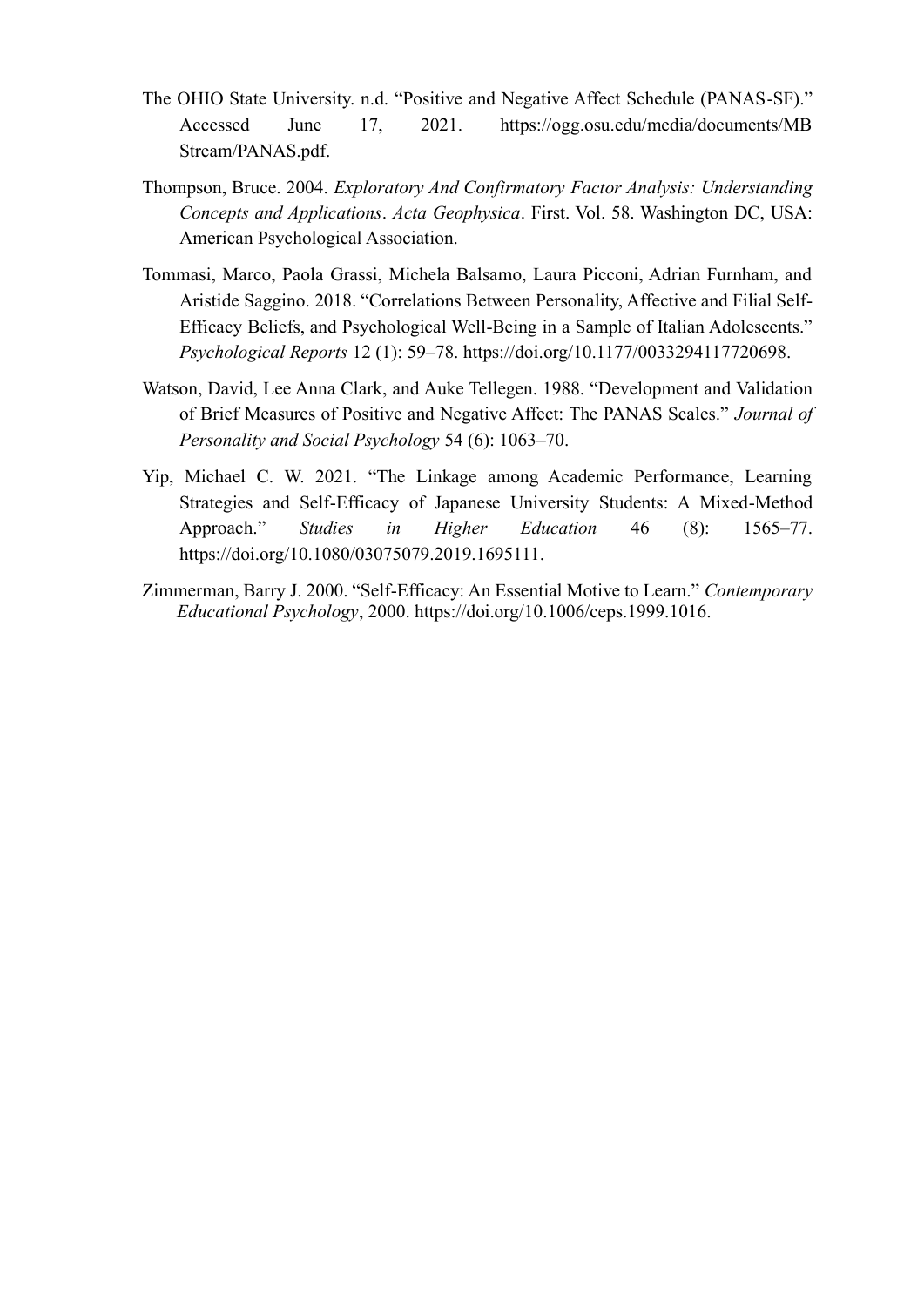The OHIO State University. n.d. "Positive and Negative Affect Schedule (PANAS-SF)." Accessed June 17, 2021. https://ogg.osu.edu/media/documents/MB Stream/PANAS.pdf.

Thompson, Bruce. 2004. *Exploratory And Confirmatory Factor Analysis: Understanding Concepts and Applications*. *Acta Geophysica*. First. Vol. 58. Washington DC, USA: American Psychological Association.

Tommasi, Marco, Paola Grassi, Michela Balsamo, Laura Picconi, Adrian Furnham, and Aristide Saggino. 2018. "Correlations Between Personality, Affective and Filial Self-Efficacy Beliefs, and Psychological Well-Being in a Sample of Italian Adolescents." *Psychological Reports* 12 (1): 59–78. https://doi.org/10.1177/0033294117720698.

Watson, David, Lee Anna Clark, and Auke Tellegen. 1988. "Development and Validation of Brief Measures of Positive and Negative Affect: The PANAS Scales." *Journal of Personality and Social Psychology* 54 (6): 1063–70.

Yip, Michael C. W. 2021. "The Linkage among Academic Performance, Learning Strategies and Self-Efficacy of Japanese University Students: A Mixed-Method Approach." *Studies in Higher Education* 46 (8): 1565–77. https://doi.org/10.1080/03075079.2019.1695111.

Zimmerman, Barry J. 2000. "Self-Efficacy: An Essential Motive to Learn." *Contemporary Educational Psychology*, 2000. https://doi.org/10.1006/ceps.1999.1016.